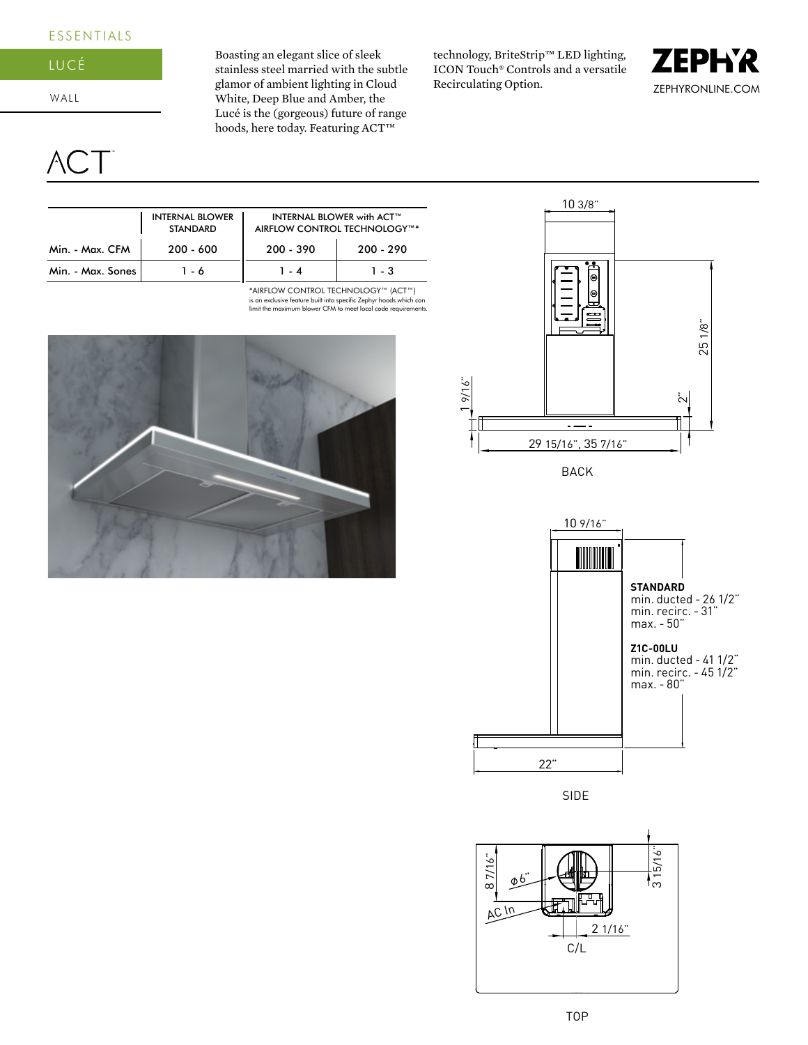ESSENTIALS

# LUCÉ

WALL

Boasting an elegant slice of sleek stainless steel married with the subtle glamor of ambient lighting in Cloud White, Deep Blue and Amber, the Lucé is the (gorgeous) future of range hoods, here today. Featuring ACT™ technology, BriteStrip™ LED lighting, ICON Touch® Controls and a versatile Recirculating Option.

ZEPHYR

ZEPHYRONLINE.COM

## ACT™

| | INTERNAL BLOWER STANDARD | INTERNAL BLOWER with ACT™ AIRFLOW CONTROL TECHNOLOGY™* | |
|---|---|---|---|
| Min. - Max. CFM | 200 - 600 | 200 - 390 | 200 - 290 |
| Min. - Max. Sones | 1 - 6 | 1 - 4 | 1 - 3 |

*AIRFLOW CONTROL TECHNOLOGY™ (ACT™) is an exclusive feature built into specific Zephyr hoods which can limit the maximum blower CFM to meet local code requirements.

10 3/8"

25 1/8"

1 9/16"

2"

29 15/16", 35 7/16"

BACK

10 9/16"

**STANDARD**
min. ducted - 26 1/2"
min. recirc. - 31"
max. - 50"

**Z1C-00LU**
min. ducted - 41 1/2"
min. recirc. - 45 1/2"
max. - 80"

22"

SIDE

8 7/16"

ϕ6"

AC In

3 15/16"

2 1/16"

C/L

TOP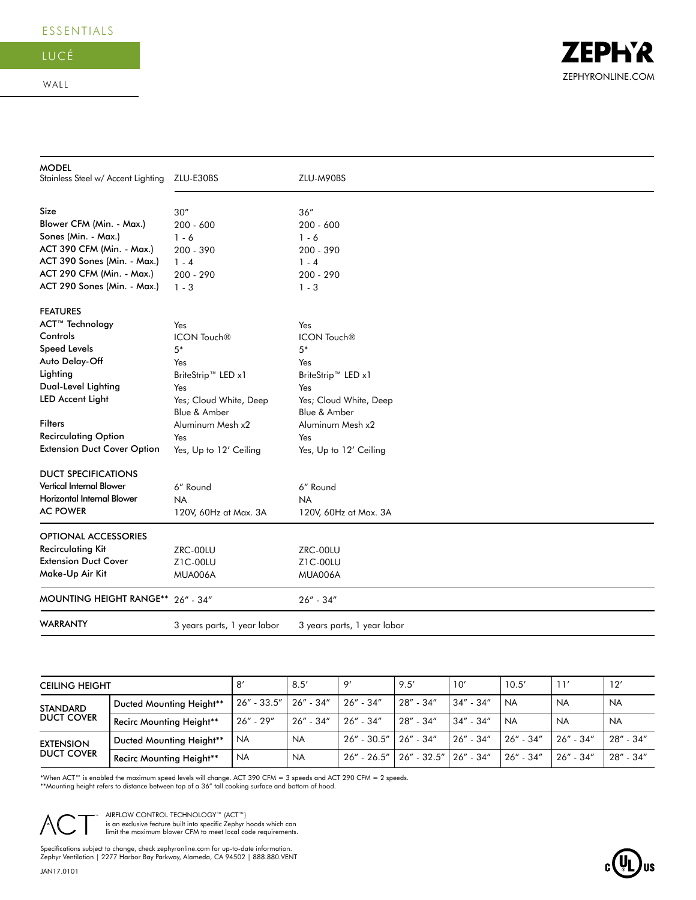ESSENTIALS

LUCÉ

WALL

ZEPHYR

ZEPHYRONLINE.COM

| MODEL | | |
|---|---|---|
| Stainless Steel w/ Accent Lighting | ZLU-E30BS | ZLU-M90BS |
| Size | 30″ | 36″ |
| Blower CFM (Min. - Max.) | 200 - 600 | 200 - 600 |
| Sones (Min. - Max.) | 1 - 6 | 1 - 6 |
| ACT 390 CFM (Min. - Max.) | 200 - 390 | 200 - 390 |
| ACT 390 Sones (Min. - Max.) | 1 - 4 | 1 - 4 |
| ACT 290 CFM (Min. - Max.) | 200 - 290 | 200 - 290 |
| ACT 290 Sones (Min. - Max.) | 1 - 3 | 1 - 3 |
| **FEATURES** | | |
| ACT™ Technology | Yes | Yes |
| Controls | ICON Touch® | ICON Touch® |
| Speed Levels | 5* | 5* |
| Auto Delay-Off | Yes | Yes |
| Lighting | BriteStrip™ LED x1 | BriteStrip™ LED x1 |
| Dual-Level Lighting | Yes | Yes |
| LED Accent Light | Yes; Cloud White, Deep Blue & Amber | Yes; Cloud White, Deep Blue & Amber |
| Filters | Aluminum Mesh x2 | Aluminum Mesh x2 |
| Recirculating Option | Yes | Yes |
| Extension Duct Cover Option | Yes, Up to 12′ Ceiling | Yes, Up to 12′ Ceiling |
| **DUCT SPECIFICATIONS** | | |
| Vertical Internal Blower | 6″ Round | 6″ Round |
| Horizontal Internal Blower | NA | NA |
| AC POWER | 120V, 60Hz at Max. 3A | 120V, 60Hz at Max. 3A |
| **OPTIONAL ACCESSORIES** | | |
| Recirculating Kit | ZRC-00LU | ZRC-00LU |
| Extension Duct Cover | Z1C-00LU | Z1C-00LU |
| Make-Up Air Kit | MUA006A | MUA006A |
| **MOUNTING HEIGHT RANGE**** | 26″ - 34″ | 26″ - 34″ |
| **WARRANTY** | 3 years parts, 1 year labor | 3 years parts, 1 year labor |

| CEILING HEIGHT | | 8′ | 8.5′ | 9′ | 9.5′ | 10′ | 10.5′ | 11′ | 12′ |
|---|---|---|---|---|---|---|---|---|---|
| STANDARD DUCT COVER | Ducted Mounting Height** | 26″ - 33.5″ | 26″ - 34″ | 26″ - 34″ | 28″ - 34″ | 34″ - 34″ | NA | NA | NA |
| | Recirc Mounting Height** | 26″ - 29″ | 26″ - 34″ | 26″ - 34″ | 28″ - 34″ | 34″ - 34″ | NA | NA | NA |
| EXTENSION DUCT COVER | Ducted Mounting Height** | NA | NA | 26″ - 30.5″ | 26″ - 34″ | 26″ - 34″ | 26″ - 34″ | 26″ - 34″ | 28″ - 34″ |
| | Recirc Mounting Height** | NA | NA | 26″ - 26.5″ | 26″ - 32.5″ | 26″ - 34″ | 26″ - 34″ | 26″ - 34″ | 28″ - 34″ |

*When ACT™ is enabled the maximum speed levels will change. ACT 390 CFM = 3 speeds and ACT 290 CFM = 2 speeds.
**Mounting height refers to distance between top of a 36″ tall cooking surface and bottom of hood.

ACT™ AIRFLOW CONTROL TECHNOLOGY™ (ACT™) is an exclusive feature built into specific Zephyr hoods which can limit the maximum blower CFM to meet local code requirements.

Specifications subject to change, check zephyronline.com for up-to-date information.
Zephyr Ventilation | 2277 Harbor Bay Parkway, Alameda, CA 94502 | 888.880.VENT

JAN17.0101